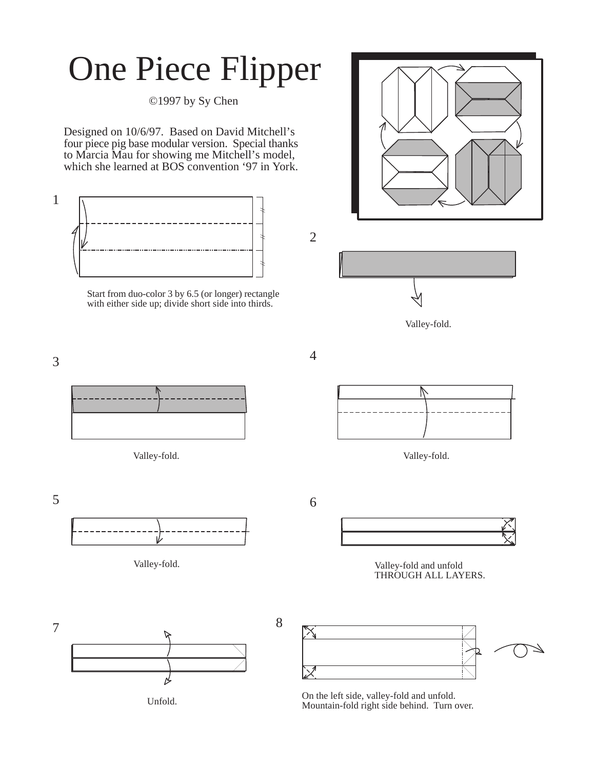# One Piece Flipper

©1997 by Sy Chen

Designed on 10/6/97. Based on David Mitchell's four piece pig base modular version. Special thanks to Marcia Mau for showing me Mitchell's model, which she learned at BOS convention '97 in York.

1

Start from duo-color 3 by 6.5 (or longer) rectangle with either side up; divide short side into thirds.

2

Valley-fold.

3

Valley-fold.

4

Valley-fold.

5

Valley-fold.

6

Valley-fold and unfold THROUGH ALL LAYERS.

7

Unfold.

8

On the left side, valley-fold and unfold. Mountain-fold right side behind. Turn over.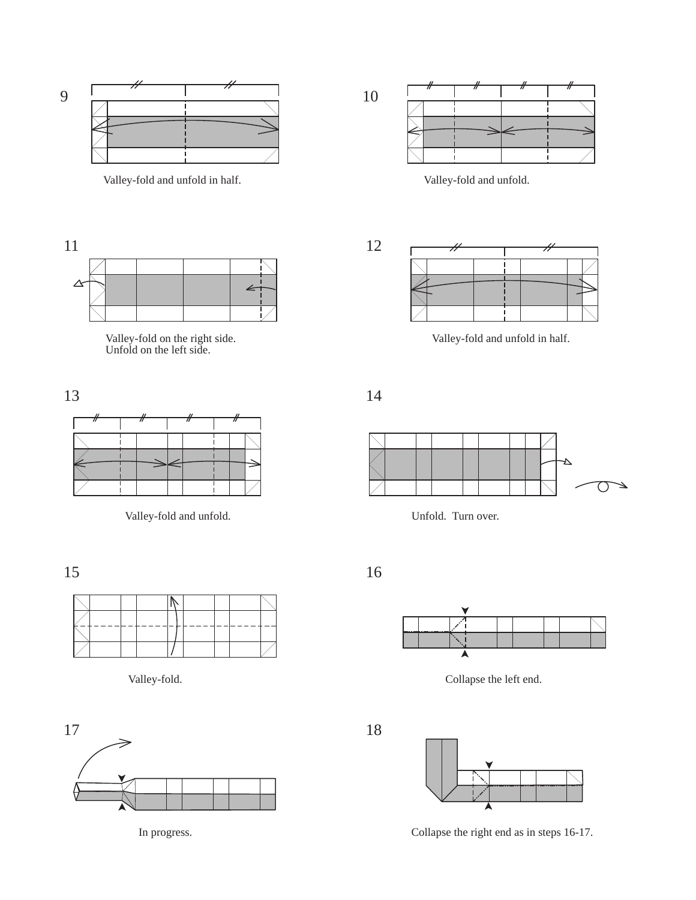9

Valley-fold and unfold in half.

10

Valley-fold and unfold.

11

Valley-fold on the right side.
Unfold on the left side.

12

Valley-fold and unfold in half.

13

Valley-fold and unfold.

14

Unfold. Turn over.

15

Valley-fold.

16

Collapse the left end.

17

In progress.

18

Collapse the right end as in steps 16-17.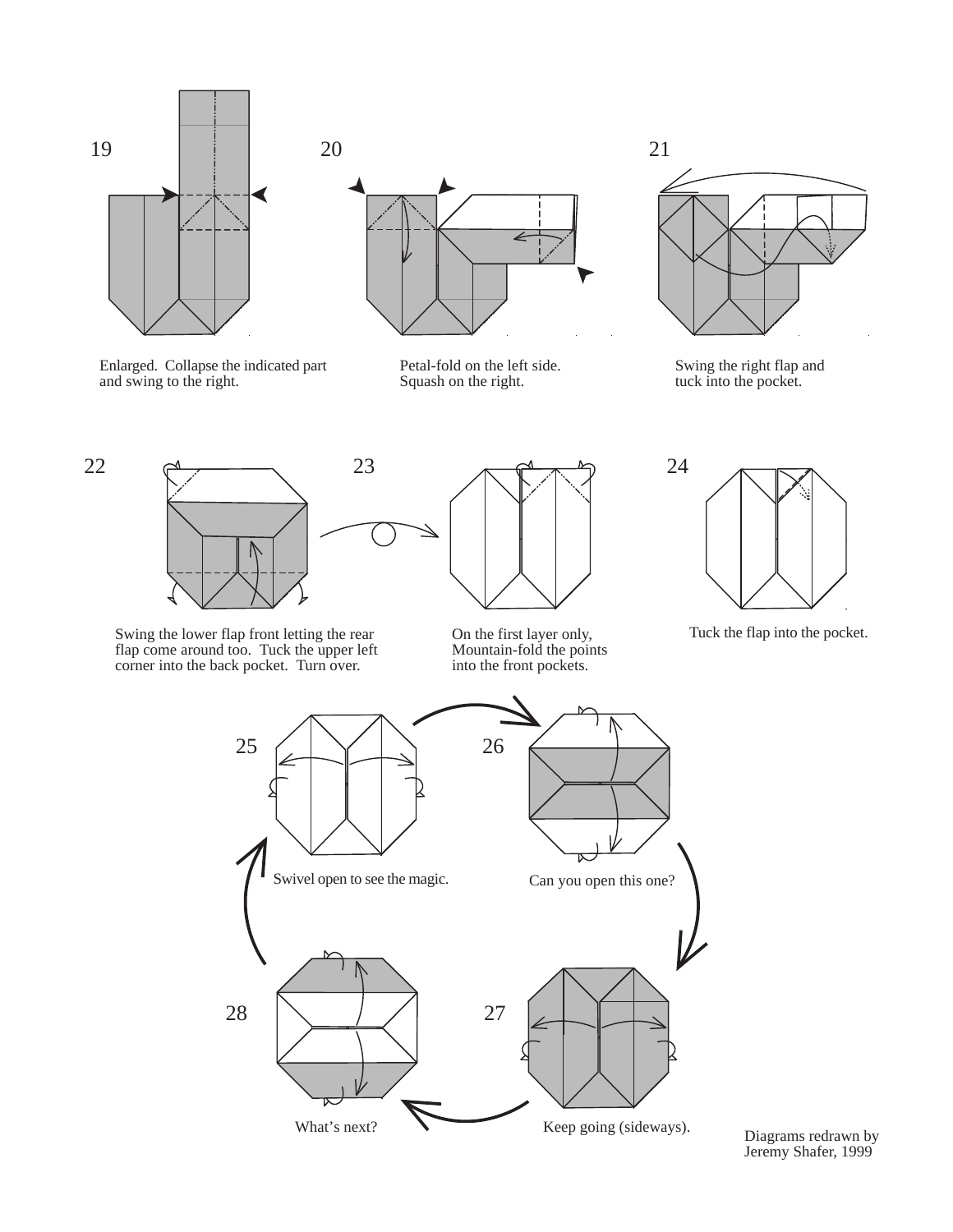19

Enlarged. Collapse the indicated part and swing to the right.

20

Petal-fold on the left side. Squash on the right.

21

Swing the right flap and tuck into the pocket.

22

Swing the lower flap front letting the rear flap come around too. Tuck the upper left corner into the back pocket. Turn over.

23

On the first layer only, Mountain-fold the points into the front pockets.

24

Tuck the flap into the pocket.

25

Swivel open to see the magic.

26

Can you open this one?

27

Keep going (sideways).

28

What's next?

Diagrams redrawn by Jeremy Shafer, 1999